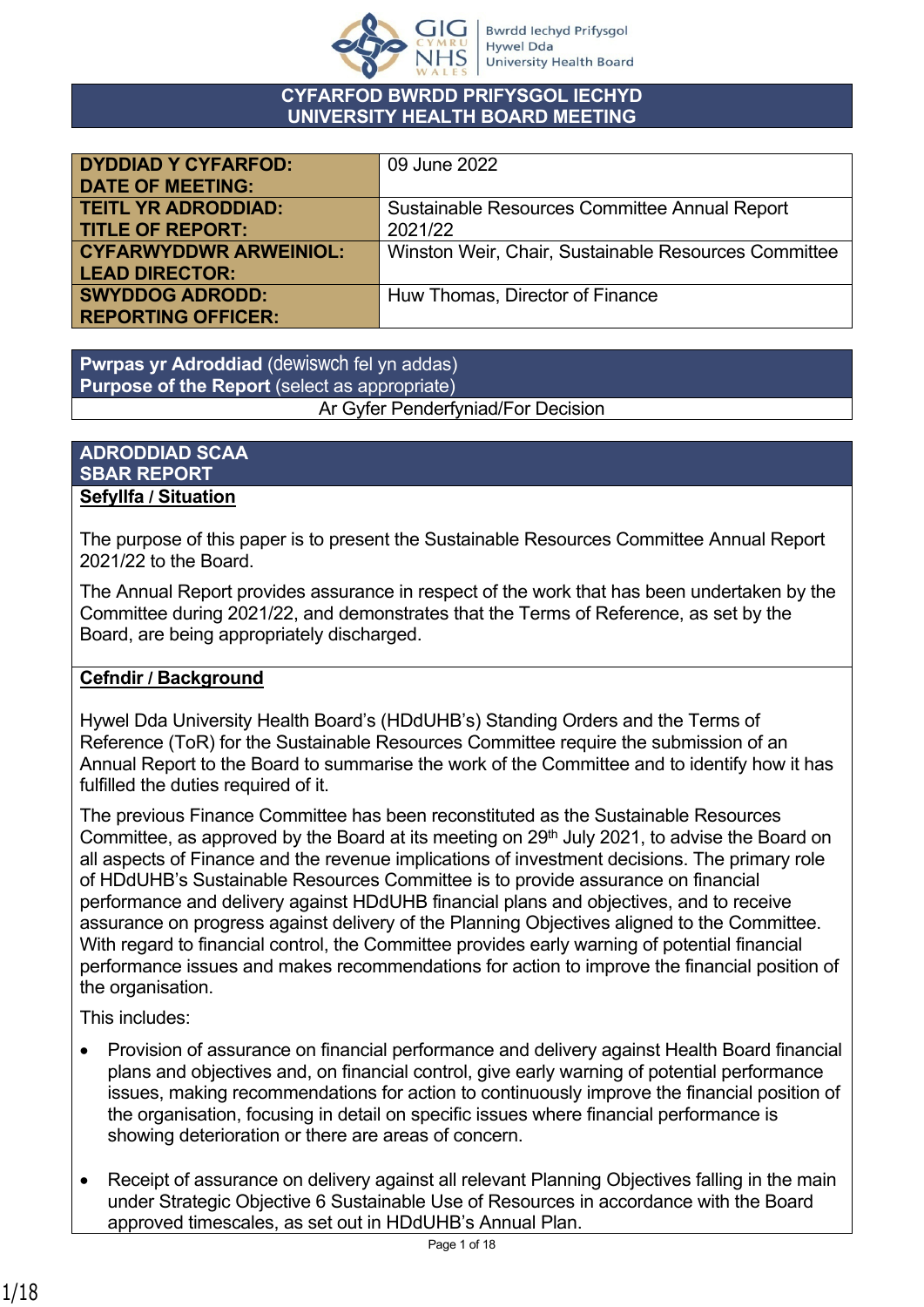# CYFARFOD BWRDD PRIFYSGOL IECHYD
# UNIVERSITY HEALTH BOARD MEETING

| | |
|---|---|
| **DYDDIAD Y CYFARFOD: DATE OF MEETING:** | 09 June 2022 |
| **TEITL YR ADRODDIAD: TITLE OF REPORT:** | Sustainable Resources Committee Annual Report 2021/22 |
| **CYFARWYDDWR ARWEINIOL: LEAD DIRECTOR:** | Winston Weir, Chair, Sustainable Resources Committee |
| **SWYDDOG ADRODD: REPORTING OFFICER:** | Huw Thomas, Director of Finance |

**Pwrpas yr Adroddiad** (dewiswch fel yn addas)
**Purpose of the Report** (select as appropriate)

Ar Gyfer Penderfyniad/For Decision

## ADRODDIAD SCAA
## SBAR REPORT

**Sefyllfa / Situation**

The purpose of this paper is to present the Sustainable Resources Committee Annual Report 2021/22 to the Board.

The Annual Report provides assurance in respect of the work that has been undertaken by the Committee during 2021/22, and demonstrates that the Terms of Reference, as set by the Board, are being appropriately discharged.

**Cefndir / Background**

Hywel Dda University Health Board's (HDdUHB's) Standing Orders and the Terms of Reference (ToR) for the Sustainable Resources Committee require the submission of an Annual Report to the Board to summarise the work of the Committee and to identify how it has fulfilled the duties required of it.

The previous Finance Committee has been reconstituted as the Sustainable Resources Committee, as approved by the Board at its meeting on 29th July 2021, to advise the Board on all aspects of Finance and the revenue implications of investment decisions. The primary role of HDdUHB's Sustainable Resources Committee is to provide assurance on financial performance and delivery against HDdUHB financial plans and objectives, and to receive assurance on progress against delivery of the Planning Objectives aligned to the Committee. With regard to financial control, the Committee provides early warning of potential financial performance issues and makes recommendations for action to improve the financial position of the organisation.

This includes:

- Provision of assurance on financial performance and delivery against Health Board financial plans and objectives and, on financial control, give early warning of potential performance issues, making recommendations for action to continuously improve the financial position of the organisation, focusing in detail on specific issues where financial performance is showing deterioration or there are areas of concern.

- Receipt of assurance on delivery against all relevant Planning Objectives falling in the main under Strategic Objective 6 Sustainable Use of Resources in accordance with the Board approved timescales, as set out in HDdUHB's Annual Plan.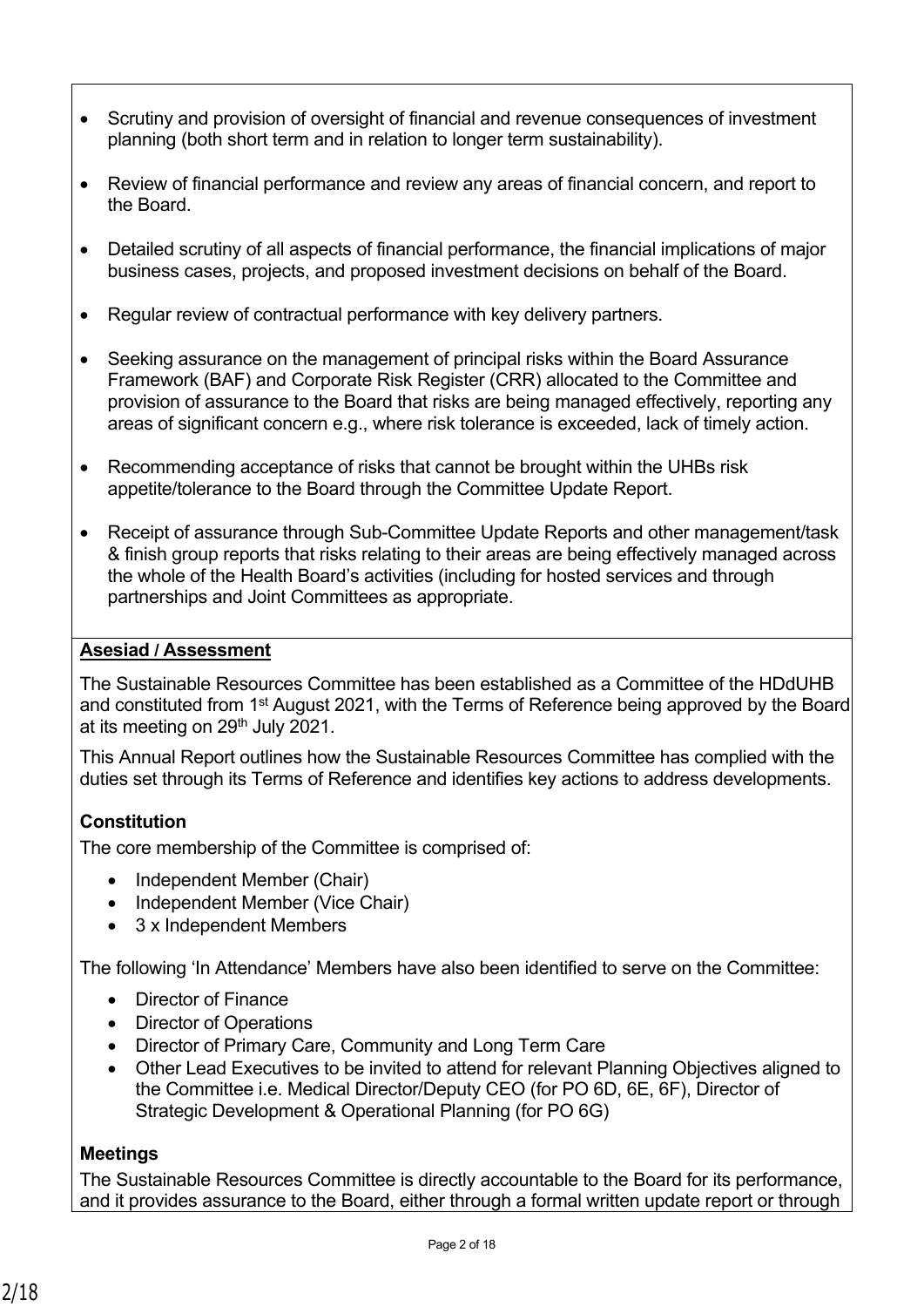- Scrutiny and provision of oversight of financial and revenue consequences of investment planning (both short term and in relation to longer term sustainability).
- Review of financial performance and review any areas of financial concern, and report to the Board.
- Detailed scrutiny of all aspects of financial performance, the financial implications of major business cases, projects, and proposed investment decisions on behalf of the Board.
- Regular review of contractual performance with key delivery partners.
- Seeking assurance on the management of principal risks within the Board Assurance Framework (BAF) and Corporate Risk Register (CRR) allocated to the Committee and provision of assurance to the Board that risks are being managed effectively, reporting any areas of significant concern e.g., where risk tolerance is exceeded, lack of timely action.
- Recommending acceptance of risks that cannot be brought within the UHBs risk appetite/tolerance to the Board through the Committee Update Report.
- Receipt of assurance through Sub-Committee Update Reports and other management/task & finish group reports that risks relating to their areas are being effectively managed across the whole of the Health Board's activities (including for hosted services and through partnerships and Joint Committees as appropriate.

**Asesiad / Assessment**

The Sustainable Resources Committee has been established as a Committee of the HDdUHB and constituted from 1st August 2021, with the Terms of Reference being approved by the Board at its meeting on 29th July 2021.

This Annual Report outlines how the Sustainable Resources Committee has complied with the duties set through its Terms of Reference and identifies key actions to address developments.

**Constitution**

The core membership of the Committee is comprised of:

- Independent Member (Chair)
- Independent Member (Vice Chair)
- 3 x Independent Members

The following 'In Attendance' Members have also been identified to serve on the Committee:

- Director of Finance
- Director of Operations
- Director of Primary Care, Community and Long Term Care
- Other Lead Executives to be invited to attend for relevant Planning Objectives aligned to the Committee i.e. Medical Director/Deputy CEO (for PO 6D, 6E, 6F), Director of Strategic Development & Operational Planning (for PO 6G)

**Meetings**

The Sustainable Resources Committee is directly accountable to the Board for its performance, and it provides assurance to the Board, either through a formal written update report or through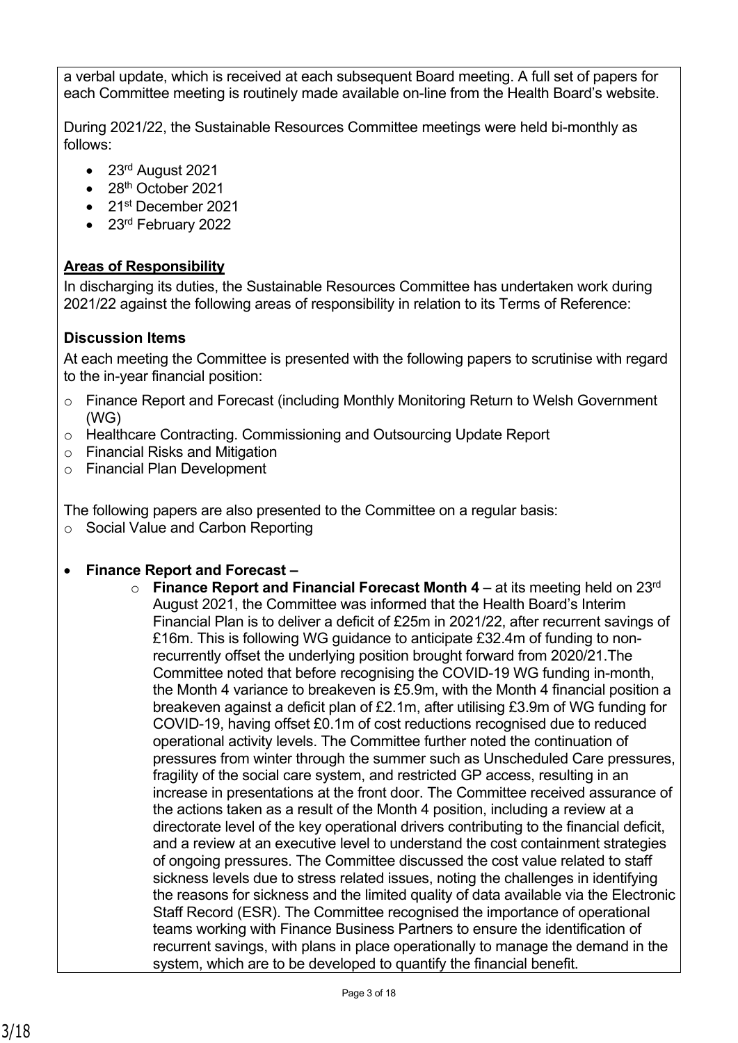a verbal update, which is received at each subsequent Board meeting. A full set of papers for each Committee meeting is routinely made available on-line from the Health Board's website.

During 2021/22, the Sustainable Resources Committee meetings were held bi-monthly as follows:

- 23rd August 2021
- 28th October 2021
- 21st December 2021
- 23rd February 2022

**Areas of Responsibility**

In discharging its duties, the Sustainable Resources Committee has undertaken work during 2021/22 against the following areas of responsibility in relation to its Terms of Reference:

**Discussion Items**

At each meeting the Committee is presented with the following papers to scrutinise with regard to the in-year financial position:

- Finance Report and Forecast (including Monthly Monitoring Return to Welsh Government (WG)
- Healthcare Contracting. Commissioning and Outsourcing Update Report
- Financial Risks and Mitigation
- Financial Plan Development

The following papers are also presented to the Committee on a regular basis:

- Social Value and Carbon Reporting

- **Finance Report and Forecast –**
  - **Finance Report and Financial Forecast Month 4** – at its meeting held on 23rd August 2021, the Committee was informed that the Health Board's Interim Financial Plan is to deliver a deficit of £25m in 2021/22, after recurrent savings of £16m. This is following WG guidance to anticipate £32.4m of funding to non-recurrently offset the underlying position brought forward from 2020/21.The Committee noted that before recognising the COVID-19 WG funding in-month, the Month 4 variance to breakeven is £5.9m, with the Month 4 financial position a breakeven against a deficit plan of £2.1m, after utilising £3.9m of WG funding for COVID-19, having offset £0.1m of cost reductions recognised due to reduced operational activity levels. The Committee further noted the continuation of pressures from winter through the summer such as Unscheduled Care pressures, fragility of the social care system, and restricted GP access, resulting in an increase in presentations at the front door. The Committee received assurance of the actions taken as a result of the Month 4 position, including a review at a directorate level of the key operational drivers contributing to the financial deficit, and a review at an executive level to understand the cost containment strategies of ongoing pressures. The Committee discussed the cost value related to staff sickness levels due to stress related issues, noting the challenges in identifying the reasons for sickness and the limited quality of data available via the Electronic Staff Record (ESR). The Committee recognised the importance of operational teams working with Finance Business Partners to ensure the identification of recurrent savings, with plans in place operationally to manage the demand in the system, which are to be developed to quantify the financial benefit.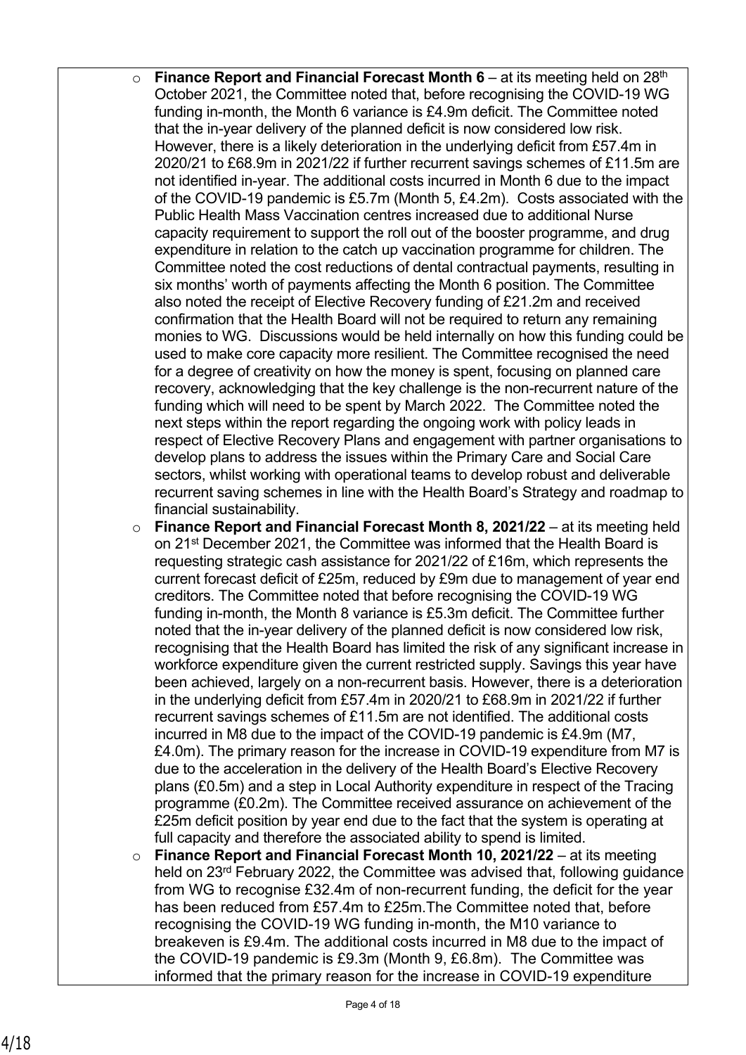- **Finance Report and Financial Forecast Month 6** – at its meeting held on 28th October 2021, the Committee noted that, before recognising the COVID-19 WG funding in-month, the Month 6 variance is £4.9m deficit. The Committee noted that the in-year delivery of the planned deficit is now considered low risk. However, there is a likely deterioration in the underlying deficit from £57.4m in 2020/21 to £68.9m in 2021/22 if further recurrent savings schemes of £11.5m are not identified in-year. The additional costs incurred in Month 6 due to the impact of the COVID-19 pandemic is £5.7m (Month 5, £4.2m). Costs associated with the Public Health Mass Vaccination centres increased due to additional Nurse capacity requirement to support the roll out of the booster programme, and drug expenditure in relation to the catch up vaccination programme for children. The Committee noted the cost reductions of dental contractual payments, resulting in six months' worth of payments affecting the Month 6 position. The Committee also noted the receipt of Elective Recovery funding of £21.2m and received confirmation that the Health Board will not be required to return any remaining monies to WG. Discussions would be held internally on how this funding could be used to make core capacity more resilient. The Committee recognised the need for a degree of creativity on how the money is spent, focusing on planned care recovery, acknowledging that the key challenge is the non-recurrent nature of the funding which will need to be spent by March 2022. The Committee noted the next steps within the report regarding the ongoing work with policy leads in respect of Elective Recovery Plans and engagement with partner organisations to develop plans to address the issues within the Primary Care and Social Care sectors, whilst working with operational teams to develop robust and deliverable recurrent saving schemes in line with the Health Board's Strategy and roadmap to financial sustainability.
- **Finance Report and Financial Forecast Month 8, 2021/22** – at its meeting held on 21st December 2021, the Committee was informed that the Health Board is requesting strategic cash assistance for 2021/22 of £16m, which represents the current forecast deficit of £25m, reduced by £9m due to management of year end creditors. The Committee noted that before recognising the COVID-19 WG funding in-month, the Month 8 variance is £5.3m deficit. The Committee further noted that the in-year delivery of the planned deficit is now considered low risk, recognising that the Health Board has limited the risk of any significant increase in workforce expenditure given the current restricted supply. Savings this year have been achieved, largely on a non-recurrent basis. However, there is a deterioration in the underlying deficit from £57.4m in 2020/21 to £68.9m in 2021/22 if further recurrent savings schemes of £11.5m are not identified. The additional costs incurred in M8 due to the impact of the COVID-19 pandemic is £4.9m (M7, £4.0m). The primary reason for the increase in COVID-19 expenditure from M7 is due to the acceleration in the delivery of the Health Board's Elective Recovery plans (£0.5m) and a step in Local Authority expenditure in respect of the Tracing programme (£0.2m). The Committee received assurance on achievement of the £25m deficit position by year end due to the fact that the system is operating at full capacity and therefore the associated ability to spend is limited.
- **Finance Report and Financial Forecast Month 10, 2021/22** – at its meeting held on 23rd February 2022, the Committee was advised that, following guidance from WG to recognise £32.4m of non-recurrent funding, the deficit for the year has been reduced from £57.4m to £25m.The Committee noted that, before recognising the COVID-19 WG funding in-month, the M10 variance to breakeven is £9.4m. The additional costs incurred in M8 due to the impact of the COVID-19 pandemic is £9.3m (Month 9, £6.8m). The Committee was informed that the primary reason for the increase in COVID-19 expenditure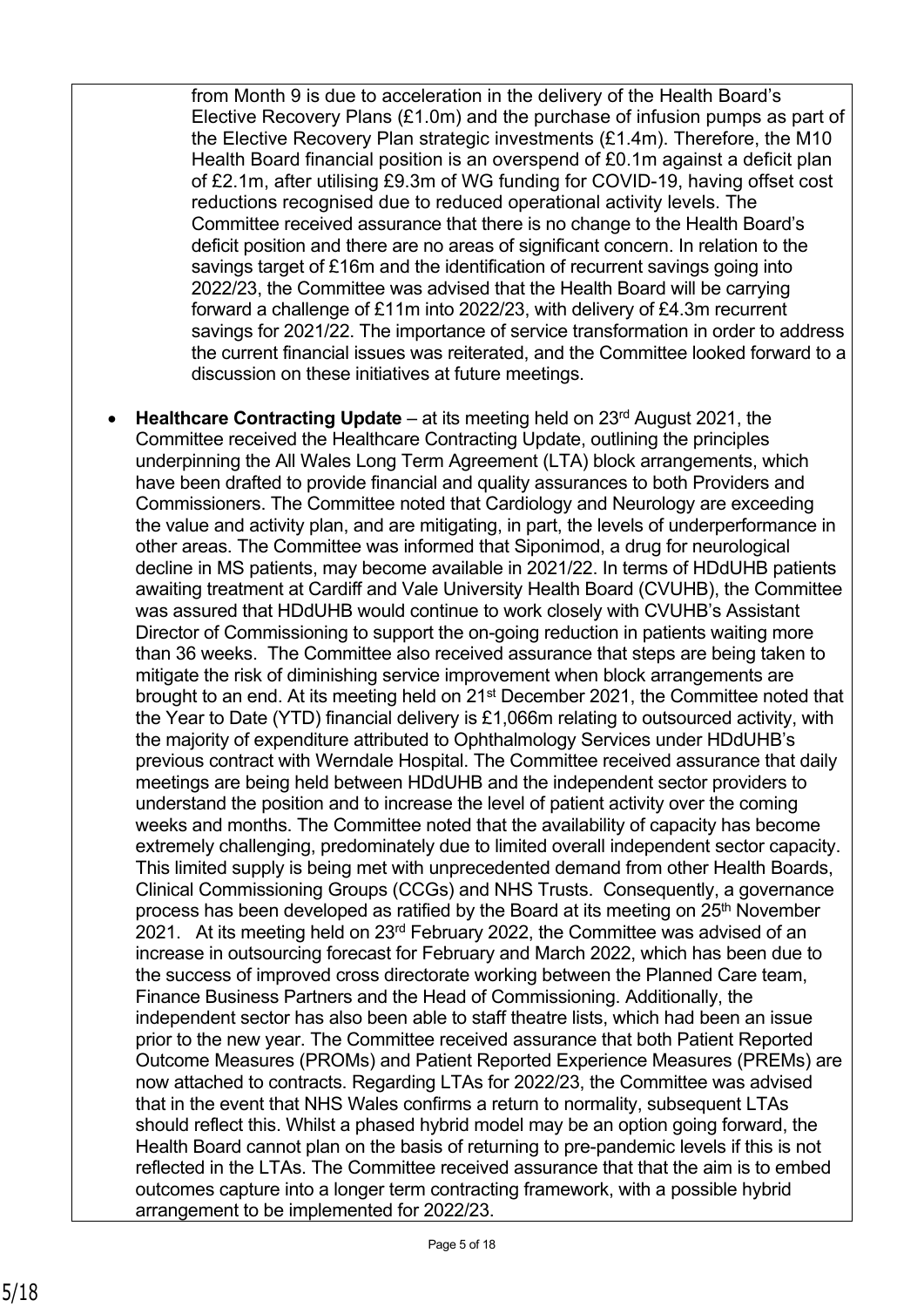from Month 9 is due to acceleration in the delivery of the Health Board's Elective Recovery Plans (£1.0m) and the purchase of infusion pumps as part of the Elective Recovery Plan strategic investments (£1.4m). Therefore, the M10 Health Board financial position is an overspend of £0.1m against a deficit plan of £2.1m, after utilising £9.3m of WG funding for COVID-19, having offset cost reductions recognised due to reduced operational activity levels. The Committee received assurance that there is no change to the Health Board's deficit position and there are no areas of significant concern. In relation to the savings target of £16m and the identification of recurrent savings going into 2022/23, the Committee was advised that the Health Board will be carrying forward a challenge of £11m into 2022/23, with delivery of £4.3m recurrent savings for 2021/22. The importance of service transformation in order to address the current financial issues was reiterated, and the Committee looked forward to a discussion on these initiatives at future meetings.

- **Healthcare Contracting Update** – at its meeting held on 23rd August 2021, the Committee received the Healthcare Contracting Update, outlining the principles underpinning the All Wales Long Term Agreement (LTA) block arrangements, which have been drafted to provide financial and quality assurances to both Providers and Commissioners. The Committee noted that Cardiology and Neurology are exceeding the value and activity plan, and are mitigating, in part, the levels of underperformance in other areas. The Committee was informed that Siponimod, a drug for neurological decline in MS patients, may become available in 2021/22. In terms of HDdUHB patients awaiting treatment at Cardiff and Vale University Health Board (CVUHB), the Committee was assured that HDdUHB would continue to work closely with CVUHB's Assistant Director of Commissioning to support the on-going reduction in patients waiting more than 36 weeks. The Committee also received assurance that steps are being taken to mitigate the risk of diminishing service improvement when block arrangements are brought to an end. At its meeting held on 21st December 2021, the Committee noted that the Year to Date (YTD) financial delivery is £1,066m relating to outsourced activity, with the majority of expenditure attributed to Ophthalmology Services under HDdUHB's previous contract with Werndale Hospital. The Committee received assurance that daily meetings are being held between HDdUHB and the independent sector providers to understand the position and to increase the level of patient activity over the coming weeks and months. The Committee noted that the availability of capacity has become extremely challenging, predominately due to limited overall independent sector capacity. This limited supply is being met with unprecedented demand from other Health Boards, Clinical Commissioning Groups (CCGs) and NHS Trusts. Consequently, a governance process has been developed as ratified by the Board at its meeting on 25th November 2021. At its meeting held on 23rd February 2022, the Committee was advised of an increase in outsourcing forecast for February and March 2022, which has been due to the success of improved cross directorate working between the Planned Care team, Finance Business Partners and the Head of Commissioning. Additionally, the independent sector has also been able to staff theatre lists, which had been an issue prior to the new year. The Committee received assurance that both Patient Reported Outcome Measures (PROMs) and Patient Reported Experience Measures (PREMs) are now attached to contracts. Regarding LTAs for 2022/23, the Committee was advised that in the event that NHS Wales confirms a return to normality, subsequent LTAs should reflect this. Whilst a phased hybrid model may be an option going forward, the Health Board cannot plan on the basis of returning to pre-pandemic levels if this is not reflected in the LTAs. The Committee received assurance that that the aim is to embed outcomes capture into a longer term contracting framework, with a possible hybrid arrangement to be implemented for 2022/23.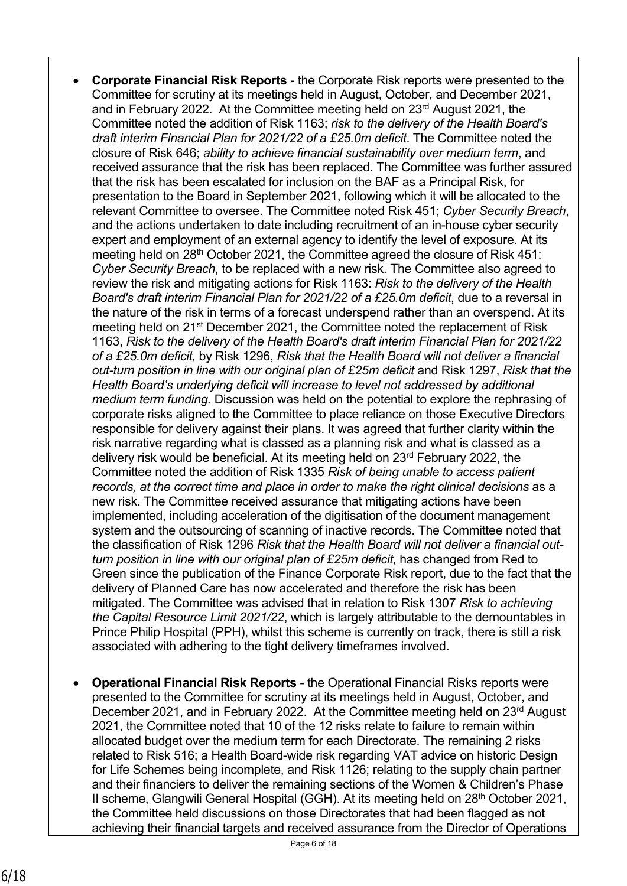- **Corporate Financial Risk Reports** - the Corporate Risk reports were presented to the Committee for scrutiny at its meetings held in August, October, and December 2021, and in February 2022. At the Committee meeting held on 23rd August 2021, the Committee noted the addition of Risk 1163; *risk to the delivery of the Health Board's draft interim Financial Plan for 2021/22 of a £25.0m deficit*. The Committee noted the closure of Risk 646; *ability to achieve financial sustainability over medium term*, and received assurance that the risk has been replaced. The Committee was further assured that the risk has been escalated for inclusion on the BAF as a Principal Risk, for presentation to the Board in September 2021, following which it will be allocated to the relevant Committee to oversee. The Committee noted Risk 451; *Cyber Security Breach*, and the actions undertaken to date including recruitment of an in-house cyber security expert and employment of an external agency to identify the level of exposure. At its meeting held on 28th October 2021, the Committee agreed the closure of Risk 451: *Cyber Security Breach*, to be replaced with a new risk. The Committee also agreed to review the risk and mitigating actions for Risk 1163: *Risk to the delivery of the Health Board's draft interim Financial Plan for 2021/22 of a £25.0m deficit*, due to a reversal in the nature of the risk in terms of a forecast underspend rather than an overspend. At its meeting held on 21st December 2021, the Committee noted the replacement of Risk 1163, *Risk to the delivery of the Health Board's draft interim Financial Plan for 2021/22 of a £25.0m deficit,* by Risk 1296, *Risk that the Health Board will not deliver a financial out-turn position in line with our original plan of £25m deficit* and Risk 1297, *Risk that the Health Board's underlying deficit will increase to level not addressed by additional medium term funding.* Discussion was held on the potential to explore the rephrasing of corporate risks aligned to the Committee to place reliance on those Executive Directors responsible for delivery against their plans. It was agreed that further clarity within the risk narrative regarding what is classed as a planning risk and what is classed as a delivery risk would be beneficial. At its meeting held on 23rd February 2022, the Committee noted the addition of Risk 1335 *Risk of being unable to access patient records, at the correct time and place in order to make the right clinical decisions* as a new risk. The Committee received assurance that mitigating actions have been implemented, including acceleration of the digitisation of the document management system and the outsourcing of scanning of inactive records. The Committee noted that the classification of Risk 1296 *Risk that the Health Board will not deliver a financial out-turn position in line with our original plan of £25m deficit,* has changed from Red to Green since the publication of the Finance Corporate Risk report, due to the fact that the delivery of Planned Care has now accelerated and therefore the risk has been mitigated. The Committee was advised that in relation to Risk 1307 *Risk to achieving the Capital Resource Limit 2021/22*, which is largely attributable to the demountables in Prince Philip Hospital (PPH), whilst this scheme is currently on track, there is still a risk associated with adhering to the tight delivery timeframes involved.

- **Operational Financial Risk Reports** - the Operational Financial Risks reports were presented to the Committee for scrutiny at its meetings held in August, October, and December 2021, and in February 2022. At the Committee meeting held on 23rd August 2021, the Committee noted that 10 of the 12 risks relate to failure to remain within allocated budget over the medium term for each Directorate. The remaining 2 risks related to Risk 516; a Health Board-wide risk regarding VAT advice on historic Design for Life Schemes being incomplete, and Risk 1126; relating to the supply chain partner and their financiers to deliver the remaining sections of the Women & Children's Phase II scheme, Glangwili General Hospital (GGH). At its meeting held on 28th October 2021, the Committee held discussions on those Directorates that had been flagged as not achieving their financial targets and received assurance from the Director of Operations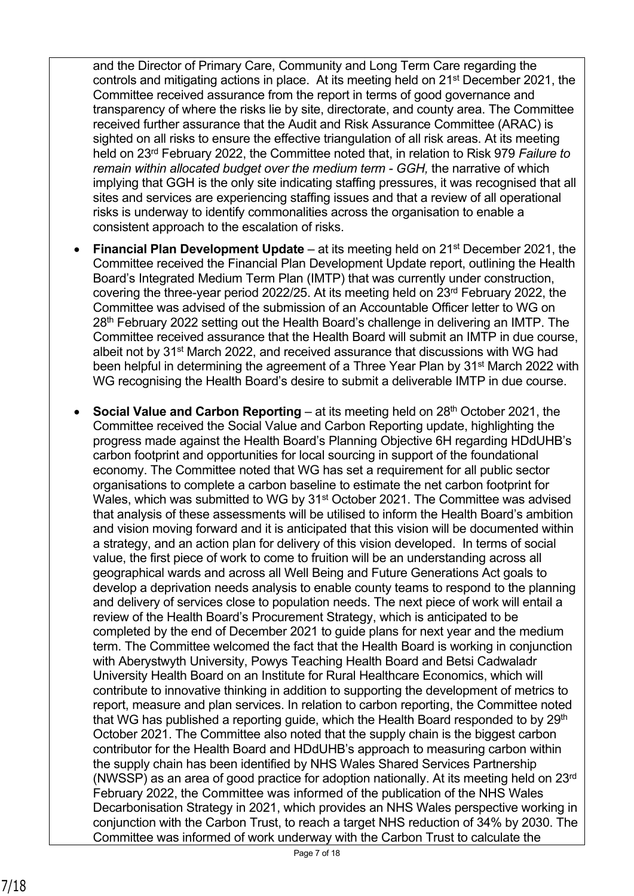and the Director of Primary Care, Community and Long Term Care regarding the controls and mitigating actions in place. At its meeting held on 21st December 2021, the Committee received assurance from the report in terms of good governance and transparency of where the risks lie by site, directorate, and county area. The Committee received further assurance that the Audit and Risk Assurance Committee (ARAC) is sighted on all risks to ensure the effective triangulation of all risk areas. At its meeting held on 23rd February 2022, the Committee noted that, in relation to Risk 979 *Failure to remain within allocated budget over the medium term - GGH,* the narrative of which implying that GGH is the only site indicating staffing pressures, it was recognised that all sites and services are experiencing staffing issues and that a review of all operational risks is underway to identify commonalities across the organisation to enable a consistent approach to the escalation of risks.

- **Financial Plan Development Update** – at its meeting held on 21st December 2021, the Committee received the Financial Plan Development Update report, outlining the Health Board's Integrated Medium Term Plan (IMTP) that was currently under construction, covering the three-year period 2022/25. At its meeting held on 23rd February 2022, the Committee was advised of the submission of an Accountable Officer letter to WG on 28th February 2022 setting out the Health Board's challenge in delivering an IMTP. The Committee received assurance that the Health Board will submit an IMTP in due course, albeit not by 31st March 2022, and received assurance that discussions with WG had been helpful in determining the agreement of a Three Year Plan by 31st March 2022 with WG recognising the Health Board's desire to submit a deliverable IMTP in due course.

- **Social Value and Carbon Reporting** – at its meeting held on 28th October 2021, the Committee received the Social Value and Carbon Reporting update, highlighting the progress made against the Health Board's Planning Objective 6H regarding HDdUHB's carbon footprint and opportunities for local sourcing in support of the foundational economy. The Committee noted that WG has set a requirement for all public sector organisations to complete a carbon baseline to estimate the net carbon footprint for Wales, which was submitted to WG by 31st October 2021. The Committee was advised that analysis of these assessments will be utilised to inform the Health Board's ambition and vision moving forward and it is anticipated that this vision will be documented within a strategy, and an action plan for delivery of this vision developed. In terms of social value, the first piece of work to come to fruition will be an understanding across all geographical wards and across all Well Being and Future Generations Act goals to develop a deprivation needs analysis to enable county teams to respond to the planning and delivery of services close to population needs. The next piece of work will entail a review of the Health Board's Procurement Strategy, which is anticipated to be completed by the end of December 2021 to guide plans for next year and the medium term. The Committee welcomed the fact that the Health Board is working in conjunction with Aberystwyth University, Powys Teaching Health Board and Betsi Cadwaladr University Health Board on an Institute for Rural Healthcare Economics, which will contribute to innovative thinking in addition to supporting the development of metrics to report, measure and plan services. In relation to carbon reporting, the Committee noted that WG has published a reporting guide, which the Health Board responded to by 29th October 2021. The Committee also noted that the supply chain is the biggest carbon contributor for the Health Board and HDdUHB's approach to measuring carbon within the supply chain has been identified by NHS Wales Shared Services Partnership (NWSSP) as an area of good practice for adoption nationally. At its meeting held on 23rd February 2022, the Committee was informed of the publication of the NHS Wales Decarbonisation Strategy in 2021, which provides an NHS Wales perspective working in conjunction with the Carbon Trust, to reach a target NHS reduction of 34% by 2030. The Committee was informed of work underway with the Carbon Trust to calculate the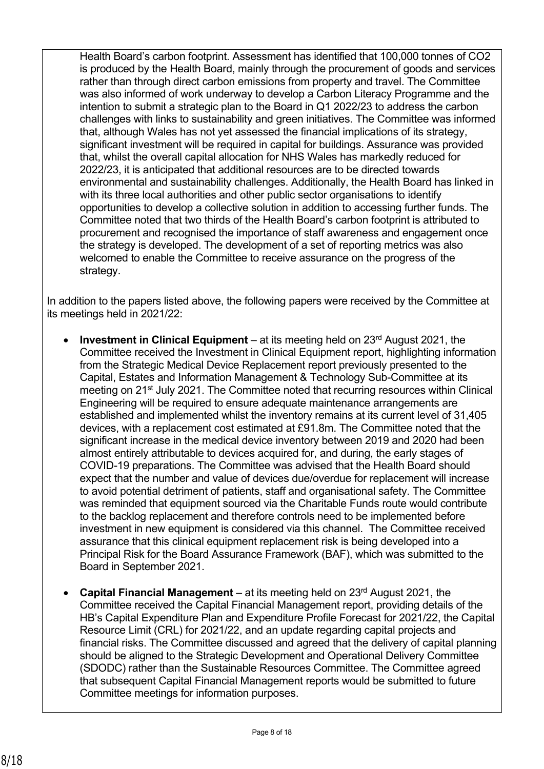Health Board's carbon footprint. Assessment has identified that 100,000 tonnes of $CO_2$ is produced by the Health Board, mainly through the procurement of goods and services rather than through direct carbon emissions from property and travel. The Committee was also informed of work underway to develop a Carbon Literacy Programme and the intention to submit a strategic plan to the Board in Q1 2022/23 to address the carbon challenges with links to sustainability and green initiatives. The Committee was informed that, although Wales has not yet assessed the financial implications of its strategy, significant investment will be required in capital for buildings. Assurance was provided that, whilst the overall capital allocation for NHS Wales has markedly reduced for 2022/23, it is anticipated that additional resources are to be directed towards environmental and sustainability challenges. Additionally, the Health Board has linked in with its three local authorities and other public sector organisations to identify opportunities to develop a collective solution in addition to accessing further funds. The Committee noted that two thirds of the Health Board's carbon footprint is attributed to procurement and recognised the importance of staff awareness and engagement once the strategy is developed. The development of a set of reporting metrics was also welcomed to enable the Committee to receive assurance on the progress of the strategy.

In addition to the papers listed above, the following papers were received by the Committee at its meetings held in 2021/22:

- **Investment in Clinical Equipment** – at its meeting held on 23rd August 2021, the Committee received the Investment in Clinical Equipment report, highlighting information from the Strategic Medical Device Replacement report previously presented to the Capital, Estates and Information Management & Technology Sub-Committee at its meeting on 21st July 2021. The Committee noted that recurring resources within Clinical Engineering will be required to ensure adequate maintenance arrangements are established and implemented whilst the inventory remains at its current level of 31,405 devices, with a replacement cost estimated at £91.8m. The Committee noted that the significant increase in the medical device inventory between 2019 and 2020 had been almost entirely attributable to devices acquired for, and during, the early stages of COVID-19 preparations. The Committee was advised that the Health Board should expect that the number and value of devices due/overdue for replacement will increase to avoid potential detriment of patients, staff and organisational safety. The Committee was reminded that equipment sourced via the Charitable Funds route would contribute to the backlog replacement and therefore controls need to be implemented before investment in new equipment is considered via this channel. The Committee received assurance that this clinical equipment replacement risk is being developed into a Principal Risk for the Board Assurance Framework (BAF), which was submitted to the Board in September 2021.

- **Capital Financial Management** – at its meeting held on 23rd August 2021, the Committee received the Capital Financial Management report, providing details of the HB's Capital Expenditure Plan and Expenditure Profile Forecast for 2021/22, the Capital Resource Limit (CRL) for 2021/22, and an update regarding capital projects and financial risks. The Committee discussed and agreed that the delivery of capital planning should be aligned to the Strategic Development and Operational Delivery Committee (SDODC) rather than the Sustainable Resources Committee. The Committee agreed that subsequent Capital Financial Management reports would be submitted to future Committee meetings for information purposes.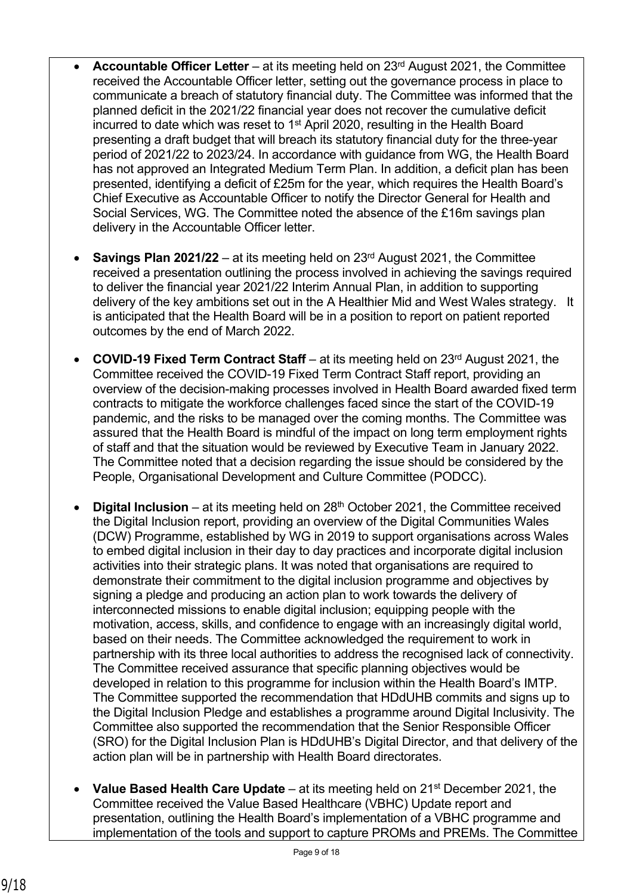- **Accountable Officer Letter** – at its meeting held on 23rd August 2021, the Committee received the Accountable Officer letter, setting out the governance process in place to communicate a breach of statutory financial duty. The Committee was informed that the planned deficit in the 2021/22 financial year does not recover the cumulative deficit incurred to date which was reset to 1st April 2020, resulting in the Health Board presenting a draft budget that will breach its statutory financial duty for the three-year period of 2021/22 to 2023/24. In accordance with guidance from WG, the Health Board has not approved an Integrated Medium Term Plan. In addition, a deficit plan has been presented, identifying a deficit of £25m for the year, which requires the Health Board's Chief Executive as Accountable Officer to notify the Director General for Health and Social Services, WG. The Committee noted the absence of the £16m savings plan delivery in the Accountable Officer letter.

- **Savings Plan 2021/22** – at its meeting held on 23rd August 2021, the Committee received a presentation outlining the process involved in achieving the savings required to deliver the financial year 2021/22 Interim Annual Plan, in addition to supporting delivery of the key ambitions set out in the A Healthier Mid and West Wales strategy. It is anticipated that the Health Board will be in a position to report on patient reported outcomes by the end of March 2022.

- **COVID-19 Fixed Term Contract Staff** – at its meeting held on 23rd August 2021, the Committee received the COVID-19 Fixed Term Contract Staff report, providing an overview of the decision-making processes involved in Health Board awarded fixed term contracts to mitigate the workforce challenges faced since the start of the COVID-19 pandemic, and the risks to be managed over the coming months. The Committee was assured that the Health Board is mindful of the impact on long term employment rights of staff and that the situation would be reviewed by Executive Team in January 2022. The Committee noted that a decision regarding the issue should be considered by the People, Organisational Development and Culture Committee (PODCC).

- **Digital Inclusion** – at its meeting held on 28th October 2021, the Committee received the Digital Inclusion report, providing an overview of the Digital Communities Wales (DCW) Programme, established by WG in 2019 to support organisations across Wales to embed digital inclusion in their day to day practices and incorporate digital inclusion activities into their strategic plans. It was noted that organisations are required to demonstrate their commitment to the digital inclusion programme and objectives by signing a pledge and producing an action plan to work towards the delivery of interconnected missions to enable digital inclusion; equipping people with the motivation, access, skills, and confidence to engage with an increasingly digital world, based on their needs. The Committee acknowledged the requirement to work in partnership with its three local authorities to address the recognised lack of connectivity. The Committee received assurance that specific planning objectives would be developed in relation to this programme for inclusion within the Health Board's IMTP. The Committee supported the recommendation that HDdUHB commits and signs up to the Digital Inclusion Pledge and establishes a programme around Digital Inclusivity. The Committee also supported the recommendation that the Senior Responsible Officer (SRO) for the Digital Inclusion Plan is HDdUHB's Digital Director, and that delivery of the action plan will be in partnership with Health Board directorates.

- **Value Based Health Care Update** – at its meeting held on 21st December 2021, the Committee received the Value Based Healthcare (VBHC) Update report and presentation, outlining the Health Board's implementation of a VBHC programme and implementation of the tools and support to capture PROMs and PREMs. The Committee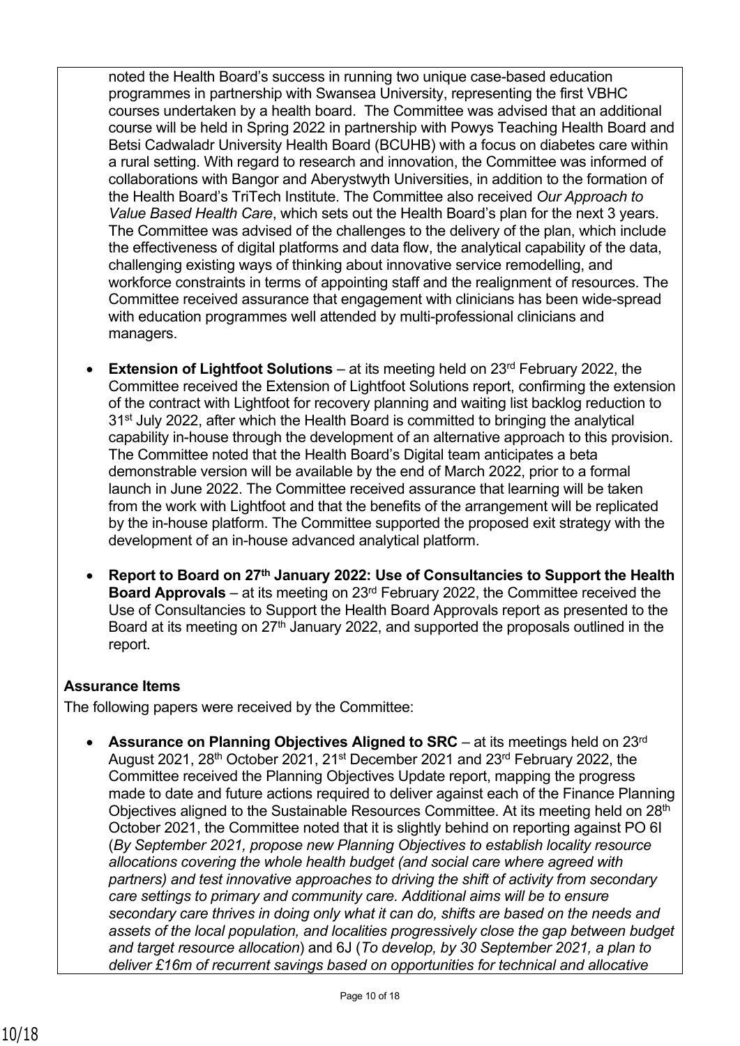noted the Health Board's success in running two unique case-based education programmes in partnership with Swansea University, representing the first VBHC courses undertaken by a health board. The Committee was advised that an additional course will be held in Spring 2022 in partnership with Powys Teaching Health Board and Betsi Cadwaladr University Health Board (BCUHB) with a focus on diabetes care within a rural setting. With regard to research and innovation, the Committee was informed of collaborations with Bangor and Aberystwyth Universities, in addition to the formation of the Health Board's TriTech Institute. The Committee also received *Our Approach to Value Based Health Care*, which sets out the Health Board's plan for the next 3 years. The Committee was advised of the challenges to the delivery of the plan, which include the effectiveness of digital platforms and data flow, the analytical capability of the data, challenging existing ways of thinking about innovative service remodelling, and workforce constraints in terms of appointing staff and the realignment of resources. The Committee received assurance that engagement with clinicians has been wide-spread with education programmes well attended by multi-professional clinicians and managers.

- **Extension of Lightfoot Solutions** – at its meeting held on 23rd February 2022, the Committee received the Extension of Lightfoot Solutions report, confirming the extension of the contract with Lightfoot for recovery planning and waiting list backlog reduction to 31st July 2022, after which the Health Board is committed to bringing the analytical capability in-house through the development of an alternative approach to this provision. The Committee noted that the Health Board's Digital team anticipates a beta demonstrable version will be available by the end of March 2022, prior to a formal launch in June 2022. The Committee received assurance that learning will be taken from the work with Lightfoot and that the benefits of the arrangement will be replicated by the in-house platform. The Committee supported the proposed exit strategy with the development of an in-house advanced analytical platform.

- **Report to Board on 27th January 2022: Use of Consultancies to Support the Health Board Approvals** – at its meeting on 23rd February 2022, the Committee received the Use of Consultancies to Support the Health Board Approvals report as presented to the Board at its meeting on 27th January 2022, and supported the proposals outlined in the report.

**Assurance Items**

The following papers were received by the Committee:

- **Assurance on Planning Objectives Aligned to SRC** – at its meetings held on 23rd August 2021, 28th October 2021, 21st December 2021 and 23rd February 2022, the Committee received the Planning Objectives Update report, mapping the progress made to date and future actions required to deliver against each of the Finance Planning Objectives aligned to the Sustainable Resources Committee. At its meeting held on 28th October 2021, the Committee noted that it is slightly behind on reporting against PO 6I (*By September 2021, propose new Planning Objectives to establish locality resource allocations covering the whole health budget (and social care where agreed with partners) and test innovative approaches to driving the shift of activity from secondary care settings to primary and community care. Additional aims will be to ensure secondary care thrives in doing only what it can do, shifts are based on the needs and assets of the local population, and localities progressively close the gap between budget and target resource allocation*) and 6J (*To develop, by 30 September 2021, a plan to deliver £16m of recurrent savings based on opportunities for technical and allocative*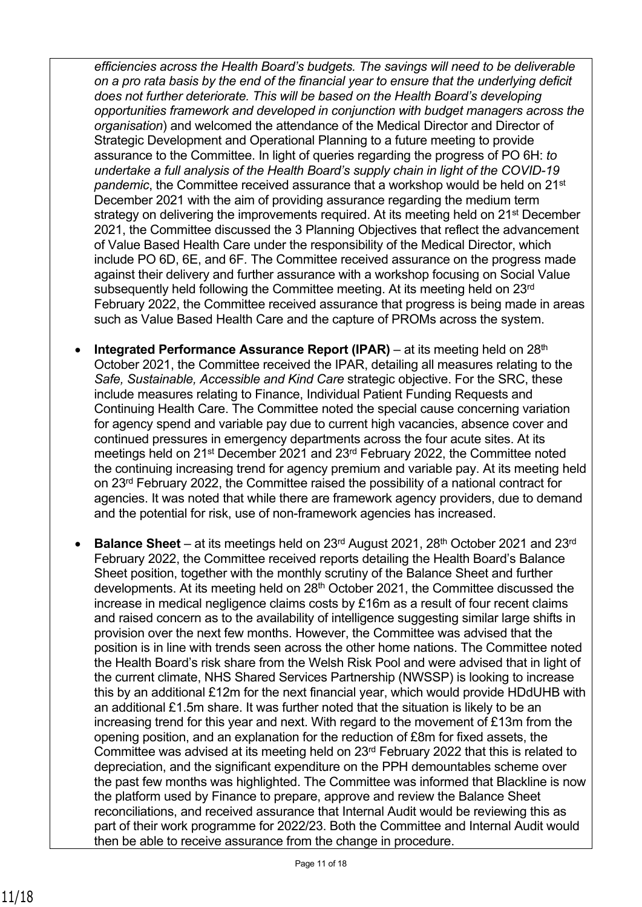*efficiencies across the Health Board's budgets. The savings will need to be deliverable on a pro rata basis by the end of the financial year to ensure that the underlying deficit does not further deteriorate. This will be based on the Health Board's developing opportunities framework and developed in conjunction with budget managers across the organisation*) and welcomed the attendance of the Medical Director and Director of Strategic Development and Operational Planning to a future meeting to provide assurance to the Committee. In light of queries regarding the progress of PO 6H: *to undertake a full analysis of the Health Board's supply chain in light of the COVID-19 pandemic*, the Committee received assurance that a workshop would be held on 21st December 2021 with the aim of providing assurance regarding the medium term strategy on delivering the improvements required. At its meeting held on 21st December 2021, the Committee discussed the 3 Planning Objectives that reflect the advancement of Value Based Health Care under the responsibility of the Medical Director, which include PO 6D, 6E, and 6F. The Committee received assurance on the progress made against their delivery and further assurance with a workshop focusing on Social Value subsequently held following the Committee meeting. At its meeting held on 23rd February 2022, the Committee received assurance that progress is being made in areas such as Value Based Health Care and the capture of PROMs across the system.

- **Integrated Performance Assurance Report (IPAR)** – at its meeting held on 28th October 2021, the Committee received the IPAR, detailing all measures relating to the *Safe, Sustainable, Accessible and Kind Care* strategic objective. For the SRC, these include measures relating to Finance, Individual Patient Funding Requests and Continuing Health Care. The Committee noted the special cause concerning variation for agency spend and variable pay due to current high vacancies, absence cover and continued pressures in emergency departments across the four acute sites. At its meetings held on 21st December 2021 and 23rd February 2022, the Committee noted the continuing increasing trend for agency premium and variable pay. At its meeting held on 23rd February 2022, the Committee raised the possibility of a national contract for agencies. It was noted that while there are framework agency providers, due to demand and the potential for risk, use of non-framework agencies has increased.

- **Balance Sheet** – at its meetings held on 23rd August 2021, 28th October 2021 and 23rd February 2022, the Committee received reports detailing the Health Board's Balance Sheet position, together with the monthly scrutiny of the Balance Sheet and further developments. At its meeting held on 28th October 2021, the Committee discussed the increase in medical negligence claims costs by £16m as a result of four recent claims and raised concern as to the availability of intelligence suggesting similar large shifts in provision over the next few months. However, the Committee was advised that the position is in line with trends seen across the other home nations. The Committee noted the Health Board's risk share from the Welsh Risk Pool and were advised that in light of the current climate, NHS Shared Services Partnership (NWSSP) is looking to increase this by an additional £12m for the next financial year, which would provide HDdUHB with an additional £1.5m share. It was further noted that the situation is likely to be an increasing trend for this year and next. With regard to the movement of £13m from the opening position, and an explanation for the reduction of £8m for fixed assets, the Committee was advised at its meeting held on 23rd February 2022 that this is related to depreciation, and the significant expenditure on the PPH demountables scheme over the past few months was highlighted. The Committee was informed that Blackline is now the platform used by Finance to prepare, approve and review the Balance Sheet reconciliations, and received assurance that Internal Audit would be reviewing this as part of their work programme for 2022/23. Both the Committee and Internal Audit would then be able to receive assurance from the change in procedure.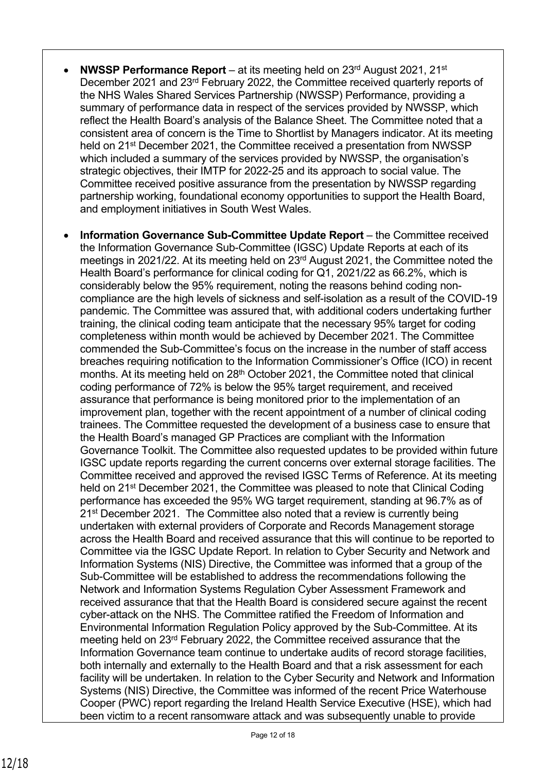- **NWSSP Performance Report** – at its meeting held on 23rd August 2021, 21st December 2021 and 23rd February 2022, the Committee received quarterly reports of the NHS Wales Shared Services Partnership (NWSSP) Performance, providing a summary of performance data in respect of the services provided by NWSSP, which reflect the Health Board's analysis of the Balance Sheet. The Committee noted that a consistent area of concern is the Time to Shortlist by Managers indicator. At its meeting held on 21st December 2021, the Committee received a presentation from NWSSP which included a summary of the services provided by NWSSP, the organisation's strategic objectives, their IMTP for 2022-25 and its approach to social value. The Committee received positive assurance from the presentation by NWSSP regarding partnership working, foundational economy opportunities to support the Health Board, and employment initiatives in South West Wales.

- **Information Governance Sub-Committee Update Report** – the Committee received the Information Governance Sub-Committee (IGSC) Update Reports at each of its meetings in 2021/22. At its meeting held on 23rd August 2021, the Committee noted the Health Board's performance for clinical coding for Q1, 2021/22 as 66.2%, which is considerably below the 95% requirement, noting the reasons behind coding non-compliance are the high levels of sickness and self-isolation as a result of the COVID-19 pandemic. The Committee was assured that, with additional coders undertaking further training, the clinical coding team anticipate that the necessary 95% target for coding completeness within month would be achieved by December 2021. The Committee commended the Sub-Committee's focus on the increase in the number of staff access breaches requiring notification to the Information Commissioner's Office (ICO) in recent months. At its meeting held on 28th October 2021, the Committee noted that clinical coding performance of 72% is below the 95% target requirement, and received assurance that performance is being monitored prior to the implementation of an improvement plan, together with the recent appointment of a number of clinical coding trainees. The Committee requested the development of a business case to ensure that the Health Board's managed GP Practices are compliant with the Information Governance Toolkit. The Committee also requested updates to be provided within future IGSC update reports regarding the current concerns over external storage facilities. The Committee received and approved the revised IGSC Terms of Reference. At its meeting held on 21st December 2021, the Committee was pleased to note that Clinical Coding performance has exceeded the 95% WG target requirement, standing at 96.7% as of 21st December 2021. The Committee also noted that a review is currently being undertaken with external providers of Corporate and Records Management storage across the Health Board and received assurance that this will continue to be reported to Committee via the IGSC Update Report. In relation to Cyber Security and Network and Information Systems (NIS) Directive, the Committee was informed that a group of the Sub-Committee will be established to address the recommendations following the Network and Information Systems Regulation Cyber Assessment Framework and received assurance that that the Health Board is considered secure against the recent cyber-attack on the NHS. The Committee ratified the Freedom of Information and Environmental Information Regulation Policy approved by the Sub-Committee. At its meeting held on 23rd February 2022, the Committee received assurance that the Information Governance team continue to undertake audits of record storage facilities, both internally and externally to the Health Board and that a risk assessment for each facility will be undertaken. In relation to the Cyber Security and Network and Information Systems (NIS) Directive, the Committee was informed of the recent Price Waterhouse Cooper (PWC) report regarding the Ireland Health Service Executive (HSE), which had been victim to a recent ransomware attack and was subsequently unable to provide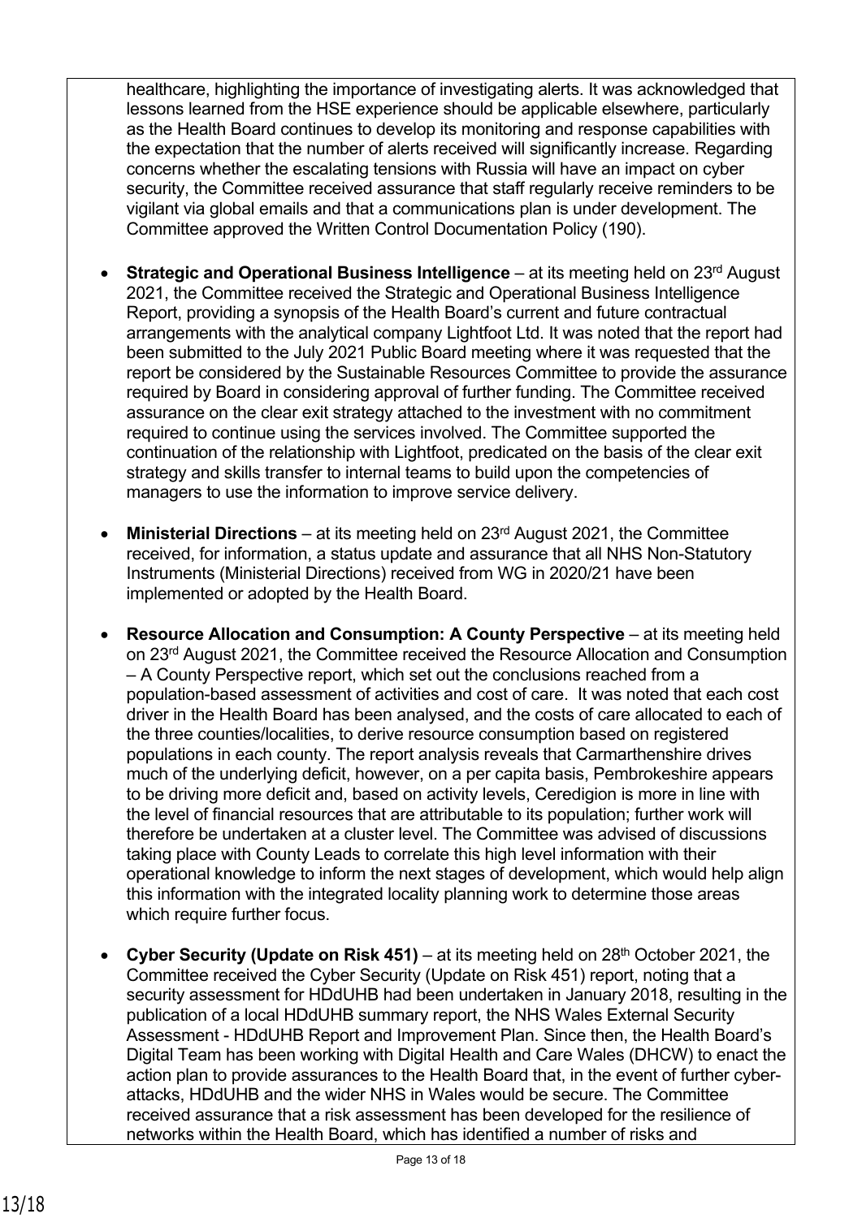healthcare, highlighting the importance of investigating alerts. It was acknowledged that lessons learned from the HSE experience should be applicable elsewhere, particularly as the Health Board continues to develop its monitoring and response capabilities with the expectation that the number of alerts received will significantly increase. Regarding concerns whether the escalating tensions with Russia will have an impact on cyber security, the Committee received assurance that staff regularly receive reminders to be vigilant via global emails and that a communications plan is under development. The Committee approved the Written Control Documentation Policy (190).

- **Strategic and Operational Business Intelligence** – at its meeting held on 23rd August 2021, the Committee received the Strategic and Operational Business Intelligence Report, providing a synopsis of the Health Board's current and future contractual arrangements with the analytical company Lightfoot Ltd. It was noted that the report had been submitted to the July 2021 Public Board meeting where it was requested that the report be considered by the Sustainable Resources Committee to provide the assurance required by Board in considering approval of further funding. The Committee received assurance on the clear exit strategy attached to the investment with no commitment required to continue using the services involved. The Committee supported the continuation of the relationship with Lightfoot, predicated on the basis of the clear exit strategy and skills transfer to internal teams to build upon the competencies of managers to use the information to improve service delivery.

- **Ministerial Directions** – at its meeting held on 23rd August 2021, the Committee received, for information, a status update and assurance that all NHS Non-Statutory Instruments (Ministerial Directions) received from WG in 2020/21 have been implemented or adopted by the Health Board.

- **Resource Allocation and Consumption: A County Perspective** – at its meeting held on 23rd August 2021, the Committee received the Resource Allocation and Consumption – A County Perspective report, which set out the conclusions reached from a population-based assessment of activities and cost of care. It was noted that each cost driver in the Health Board has been analysed, and the costs of care allocated to each of the three counties/localities, to derive resource consumption based on registered populations in each county. The report analysis reveals that Carmarthenshire drives much of the underlying deficit, however, on a per capita basis, Pembrokeshire appears to be driving more deficit and, based on activity levels, Ceredigion is more in line with the level of financial resources that are attributable to its population; further work will therefore be undertaken at a cluster level. The Committee was advised of discussions taking place with County Leads to correlate this high level information with their operational knowledge to inform the next stages of development, which would help align this information with the integrated locality planning work to determine those areas which require further focus.

- **Cyber Security (Update on Risk 451)** – at its meeting held on 28th October 2021, the Committee received the Cyber Security (Update on Risk 451) report, noting that a security assessment for HDdUHB had been undertaken in January 2018, resulting in the publication of a local HDdUHB summary report, the NHS Wales External Security Assessment - HDdUHB Report and Improvement Plan. Since then, the Health Board's Digital Team has been working with Digital Health and Care Wales (DHCW) to enact the action plan to provide assurances to the Health Board that, in the event of further cyber-attacks, HDdUHB and the wider NHS in Wales would be secure. The Committee received assurance that a risk assessment has been developed for the resilience of networks within the Health Board, which has identified a number of risks and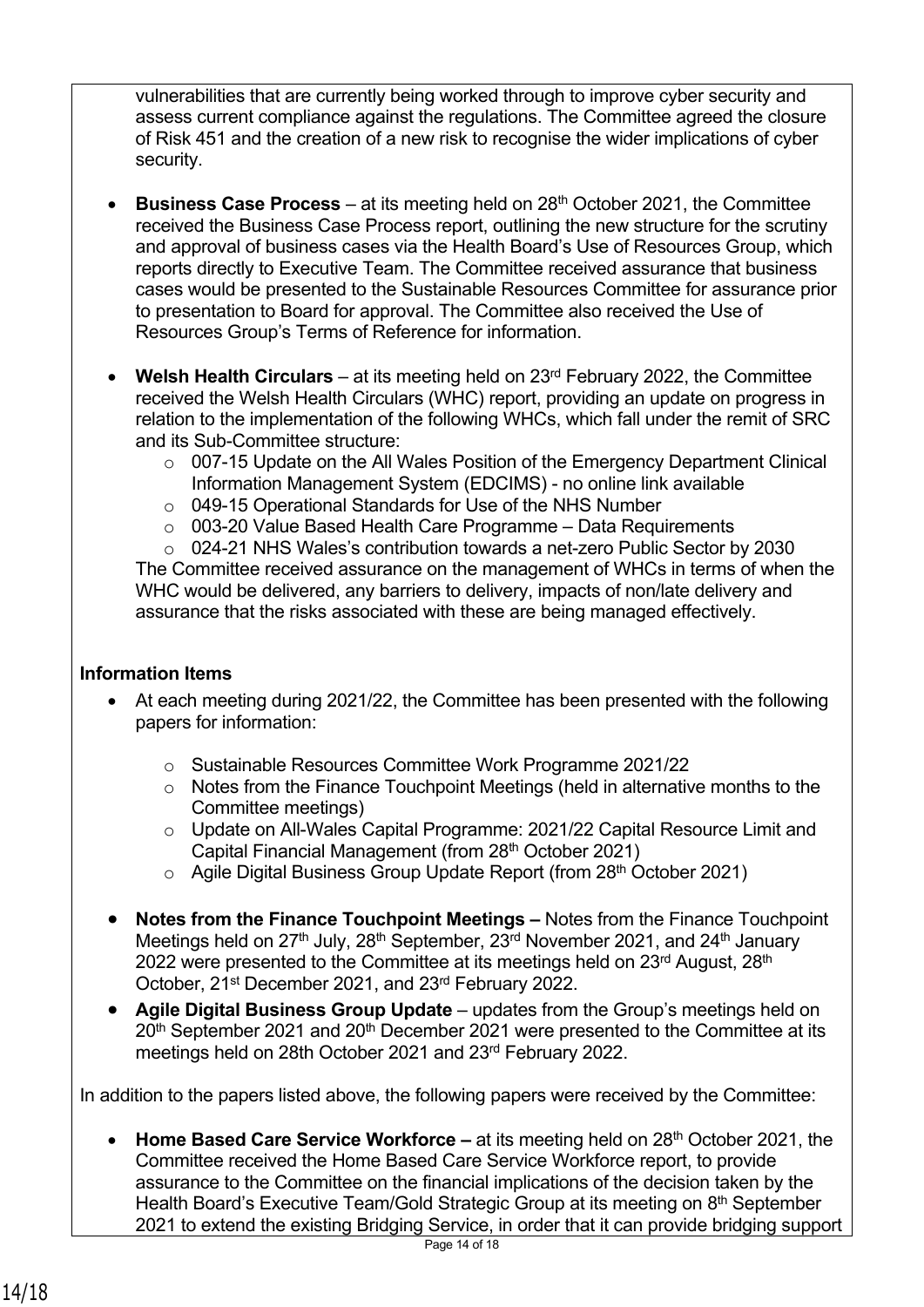vulnerabilities that are currently being worked through to improve cyber security and assess current compliance against the regulations. The Committee agreed the closure of Risk 451 and the creation of a new risk to recognise the wider implications of cyber security.

- **Business Case Process** – at its meeting held on 28th October 2021, the Committee received the Business Case Process report, outlining the new structure for the scrutiny and approval of business cases via the Health Board's Use of Resources Group, which reports directly to Executive Team. The Committee received assurance that business cases would be presented to the Sustainable Resources Committee for assurance prior to presentation to Board for approval. The Committee also received the Use of Resources Group's Terms of Reference for information.

- **Welsh Health Circulars** – at its meeting held on 23rd February 2022, the Committee received the Welsh Health Circulars (WHC) report, providing an update on progress in relation to the implementation of the following WHCs, which fall under the remit of SRC and its Sub-Committee structure:
  - 007-15 Update on the All Wales Position of the Emergency Department Clinical Information Management System (EDCIMS) - no online link available
  - 049-15 Operational Standards for Use of the NHS Number
  - 003-20 Value Based Health Care Programme – Data Requirements
  - 024-21 NHS Wales's contribution towards a net-zero Public Sector by 2030

  The Committee received assurance on the management of WHCs in terms of when the WHC would be delivered, any barriers to delivery, impacts of non/late delivery and assurance that the risks associated with these are being managed effectively.

**Information Items**

- At each meeting during 2021/22, the Committee has been presented with the following papers for information:
  - Sustainable Resources Committee Work Programme 2021/22
  - Notes from the Finance Touchpoint Meetings (held in alternative months to the Committee meetings)
  - Update on All-Wales Capital Programme: 2021/22 Capital Resource Limit and Capital Financial Management (from 28th October 2021)
  - Agile Digital Business Group Update Report (from 28th October 2021)

- **Notes from the Finance Touchpoint Meetings –** Notes from the Finance Touchpoint Meetings held on 27th July, 28th September, 23rd November 2021, and 24th January 2022 were presented to the Committee at its meetings held on 23rd August, 28th October, 21st December 2021, and 23rd February 2022.
- **Agile Digital Business Group Update** – updates from the Group's meetings held on 20th September 2021 and 20th December 2021 were presented to the Committee at its meetings held on 28th October 2021 and 23rd February 2022.

In addition to the papers listed above, the following papers were received by the Committee:

- **Home Based Care Service Workforce –** at its meeting held on 28th October 2021, the Committee received the Home Based Care Service Workforce report, to provide assurance to the Committee on the financial implications of the decision taken by the Health Board's Executive Team/Gold Strategic Group at its meeting on 8th September 2021 to extend the existing Bridging Service, in order that it can provide bridging support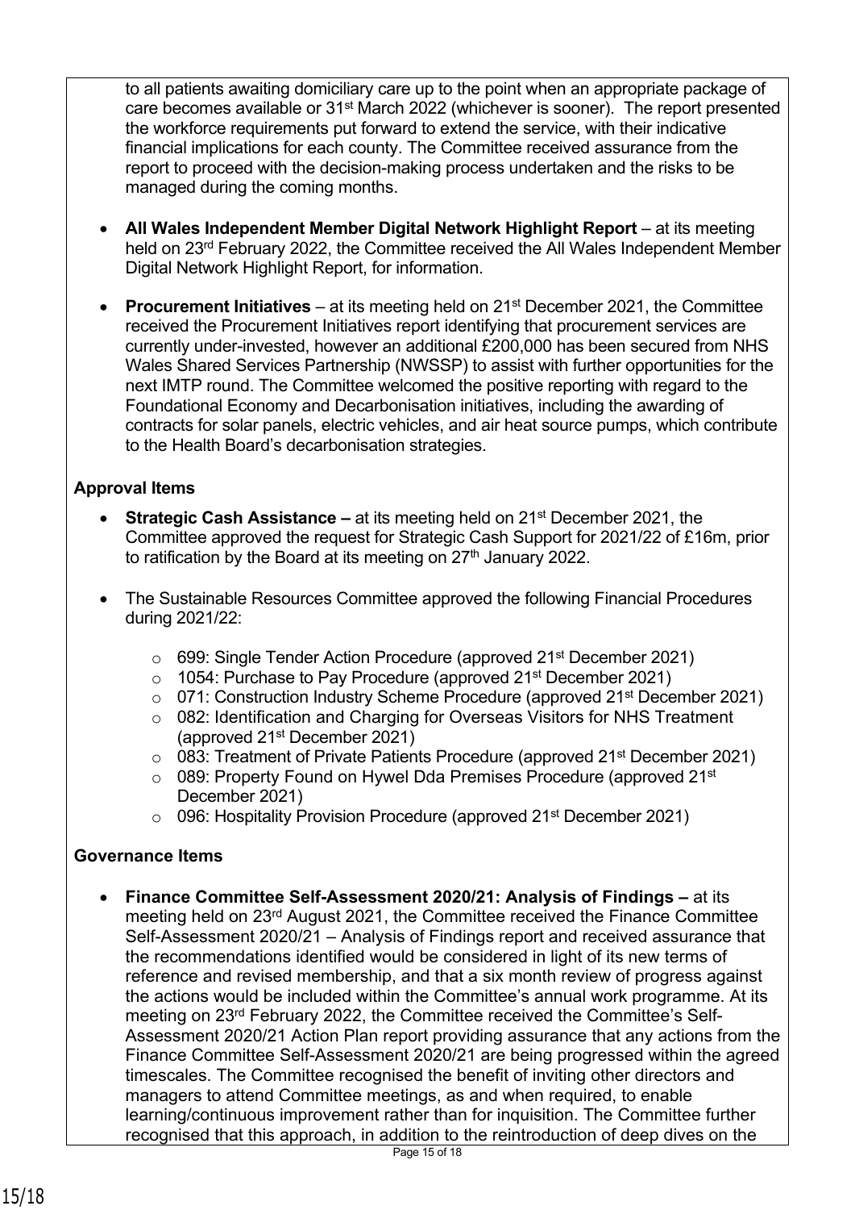to all patients awaiting domiciliary care up to the point when an appropriate package of care becomes available or 31st March 2022 (whichever is sooner). The report presented the workforce requirements put forward to extend the service, with their indicative financial implications for each county. The Committee received assurance from the report to proceed with the decision-making process undertaken and the risks to be managed during the coming months.

- **All Wales Independent Member Digital Network Highlight Report** – at its meeting held on 23rd February 2022, the Committee received the All Wales Independent Member Digital Network Highlight Report, for information.

- **Procurement Initiatives** – at its meeting held on 21st December 2021, the Committee received the Procurement Initiatives report identifying that procurement services are currently under-invested, however an additional £200,000 has been secured from NHS Wales Shared Services Partnership (NWSSP) to assist with further opportunities for the next IMTP round. The Committee welcomed the positive reporting with regard to the Foundational Economy and Decarbonisation initiatives, including the awarding of contracts for solar panels, electric vehicles, and air heat source pumps, which contribute to the Health Board's decarbonisation strategies.

**Approval Items**

- **Strategic Cash Assistance –** at its meeting held on 21st December 2021, the Committee approved the request for Strategic Cash Support for 2021/22 of £16m, prior to ratification by the Board at its meeting on 27th January 2022.

- The Sustainable Resources Committee approved the following Financial Procedures during 2021/22:

  - 699: Single Tender Action Procedure (approved 21st December 2021)
  - 1054: Purchase to Pay Procedure (approved 21st December 2021)
  - 071: Construction Industry Scheme Procedure (approved 21st December 2021)
  - 082: Identification and Charging for Overseas Visitors for NHS Treatment (approved 21st December 2021)
  - 083: Treatment of Private Patients Procedure (approved 21st December 2021)
  - 089: Property Found on Hywel Dda Premises Procedure (approved 21st December 2021)
  - 096: Hospitality Provision Procedure (approved 21st December 2021)

**Governance Items**

- **Finance Committee Self-Assessment 2020/21: Analysis of Findings –** at its meeting held on 23rd August 2021, the Committee received the Finance Committee Self-Assessment 2020/21 – Analysis of Findings report and received assurance that the recommendations identified would be considered in light of its new terms of reference and revised membership, and that a six month review of progress against the actions would be included within the Committee's annual work programme. At its meeting on 23rd February 2022, the Committee received the Committee's Self-Assessment 2020/21 Action Plan report providing assurance that any actions from the Finance Committee Self-Assessment 2020/21 are being progressed within the agreed timescales. The Committee recognised the benefit of inviting other directors and managers to attend Committee meetings, as and when required, to enable learning/continuous improvement rather than for inquisition. The Committee further recognised that this approach, in addition to the reintroduction of deep dives on the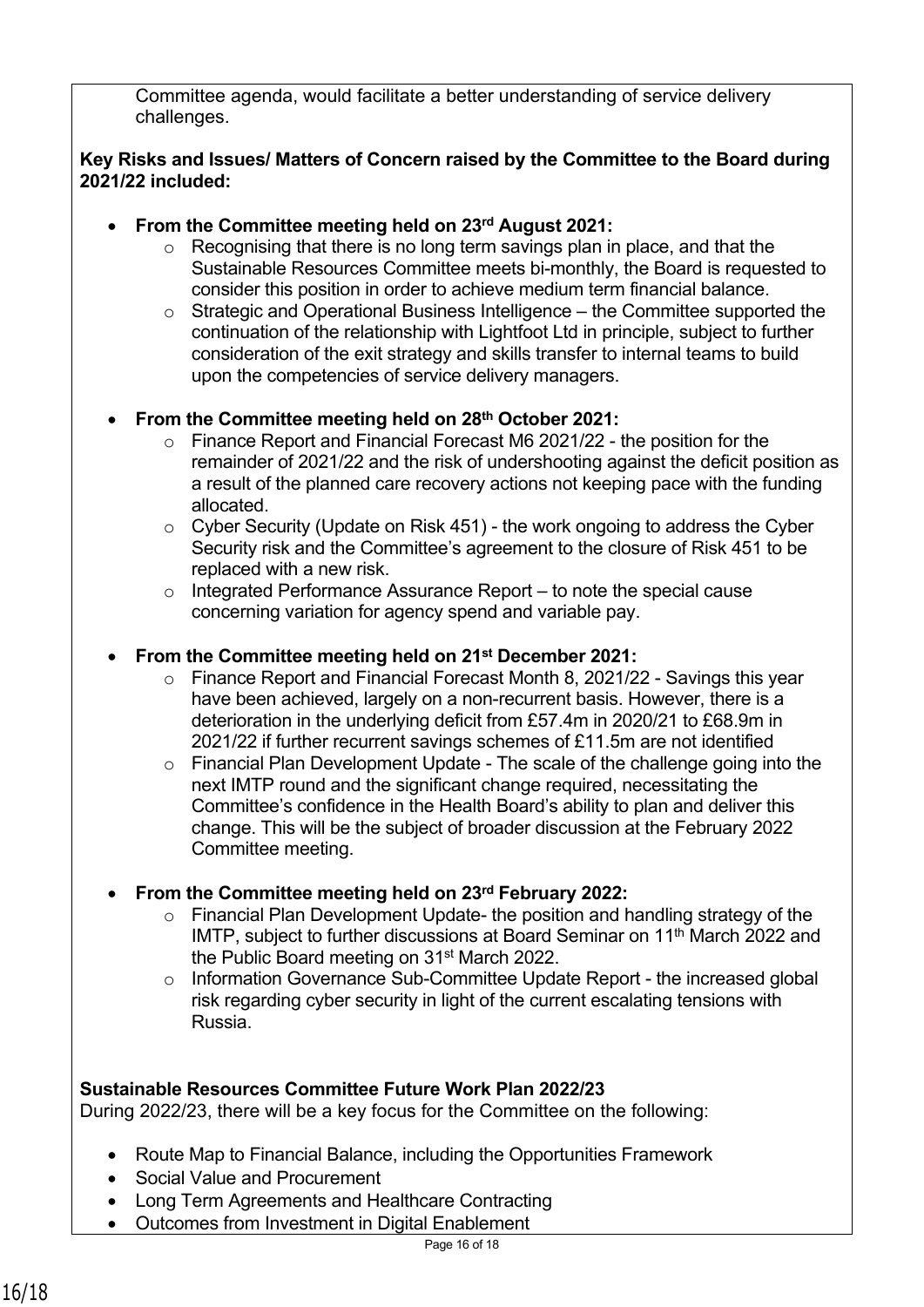Committee agenda, would facilitate a better understanding of service delivery challenges.

**Key Risks and Issues/ Matters of Concern raised by the Committee to the Board during 2021/22 included:**

- **From the Committee meeting held on 23rd August 2021:**
  - Recognising that there is no long term savings plan in place, and that the Sustainable Resources Committee meets bi-monthly, the Board is requested to consider this position in order to achieve medium term financial balance.
  - Strategic and Operational Business Intelligence – the Committee supported the continuation of the relationship with Lightfoot Ltd in principle, subject to further consideration of the exit strategy and skills transfer to internal teams to build upon the competencies of service delivery managers.

- **From the Committee meeting held on 28th October 2021:**
  - Finance Report and Financial Forecast M6 2021/22 - the position for the remainder of 2021/22 and the risk of undershooting against the deficit position as a result of the planned care recovery actions not keeping pace with the funding allocated.
  - Cyber Security (Update on Risk 451) - the work ongoing to address the Cyber Security risk and the Committee's agreement to the closure of Risk 451 to be replaced with a new risk.
  - Integrated Performance Assurance Report – to note the special cause concerning variation for agency spend and variable pay.

- **From the Committee meeting held on 21st December 2021:**
  - Finance Report and Financial Forecast Month 8, 2021/22 - Savings this year have been achieved, largely on a non-recurrent basis. However, there is a deterioration in the underlying deficit from £57.4m in 2020/21 to £68.9m in 2021/22 if further recurrent savings schemes of £11.5m are not identified
  - Financial Plan Development Update - The scale of the challenge going into the next IMTP round and the significant change required, necessitating the Committee's confidence in the Health Board's ability to plan and deliver this change. This will be the subject of broader discussion at the February 2022 Committee meeting.

- **From the Committee meeting held on 23rd February 2022:**
  - Financial Plan Development Update- the position and handling strategy of the IMTP, subject to further discussions at Board Seminar on 11th March 2022 and the Public Board meeting on 31st March 2022.
  - Information Governance Sub-Committee Update Report - the increased global risk regarding cyber security in light of the current escalating tensions with Russia.

**Sustainable Resources Committee Future Work Plan 2022/23**

During 2022/23, there will be a key focus for the Committee on the following:

- Route Map to Financial Balance, including the Opportunities Framework
- Social Value and Procurement
- Long Term Agreements and Healthcare Contracting
- Outcomes from Investment in Digital Enablement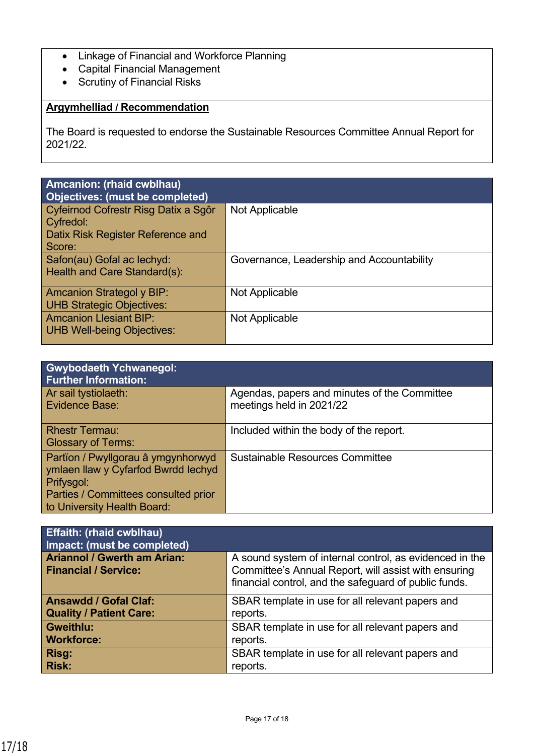- Linkage of Financial and Workforce Planning
- Capital Financial Management
- Scrutiny of Financial Risks

**Argymhelliad / Recommendation**

The Board is requested to endorse the Sustainable Resources Committee Annual Report for 2021/22.

| **Amcanion: (rhaid cwblhau)<br>Objectives: (must be completed)** | |
|---|---|
| Cyfeirnod Cofrestr Risg Datix a Sgôr Cyfredol:<br>Datix Risk Register Reference and Score: | Not Applicable |
| Safon(au) Gofal ac Iechyd:<br>Health and Care Standard(s): | Governance, Leadership and Accountability |
| Amcanion Strategol y BIP:<br>UHB Strategic Objectives: | Not Applicable |
| Amcanion Llesiant BIP:<br>UHB Well-being Objectives: | Not Applicable |

| **Gwybodaeth Ychwanegol:<br>Further Information:** | |
|---|---|
| Ar sail tystiolaeth:<br>Evidence Base: | Agendas, papers and minutes of the Committee meetings held in 2021/22 |
| Rhestr Termau:<br>Glossary of Terms: | Included within the body of the report. |
| Partïon / Pwyllgorau â ymgynhorwyd ymlaen llaw y Cyfarfod Bwrdd Iechyd Prifysgol:<br>Parties / Committees consulted prior to University Health Board: | Sustainable Resources Committee |

| **Effaith: (rhaid cwblhau)<br>Impact: (must be completed)** | |
|---|---|
| **Ariannol / Gwerth am Arian:<br>Financial / Service:** | A sound system of internal control, as evidenced in the Committee's Annual Report, will assist with ensuring financial control, and the safeguard of public funds. |
| **Ansawdd / Gofal Claf:<br>Quality / Patient Care:** | SBAR template in use for all relevant papers and reports. |
| **Gweithlu:<br>Workforce:** | SBAR template in use for all relevant papers and reports. |
| **Risg:<br>Risk:** | SBAR template in use for all relevant papers and reports. |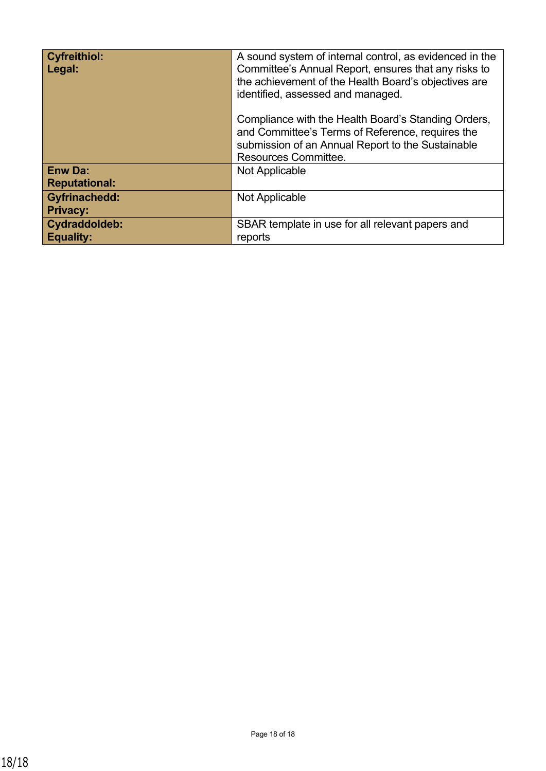| | |
|---|---|
| **Cyfreithiol:** **Legal:** | A sound system of internal control, as evidenced in the Committee's Annual Report, ensures that any risks to the achievement of the Health Board's objectives are identified, assessed and managed.<br><br>Compliance with the Health Board's Standing Orders, and Committee's Terms of Reference, requires the submission of an Annual Report to the Sustainable Resources Committee. |
| **Enw Da:** **Reputational:** | Not Applicable |
| **Gyfrinachedd:** **Privacy:** | Not Applicable |
| **Cydraddoldeb:** **Equality:** | SBAR template in use for all relevant papers and reports |